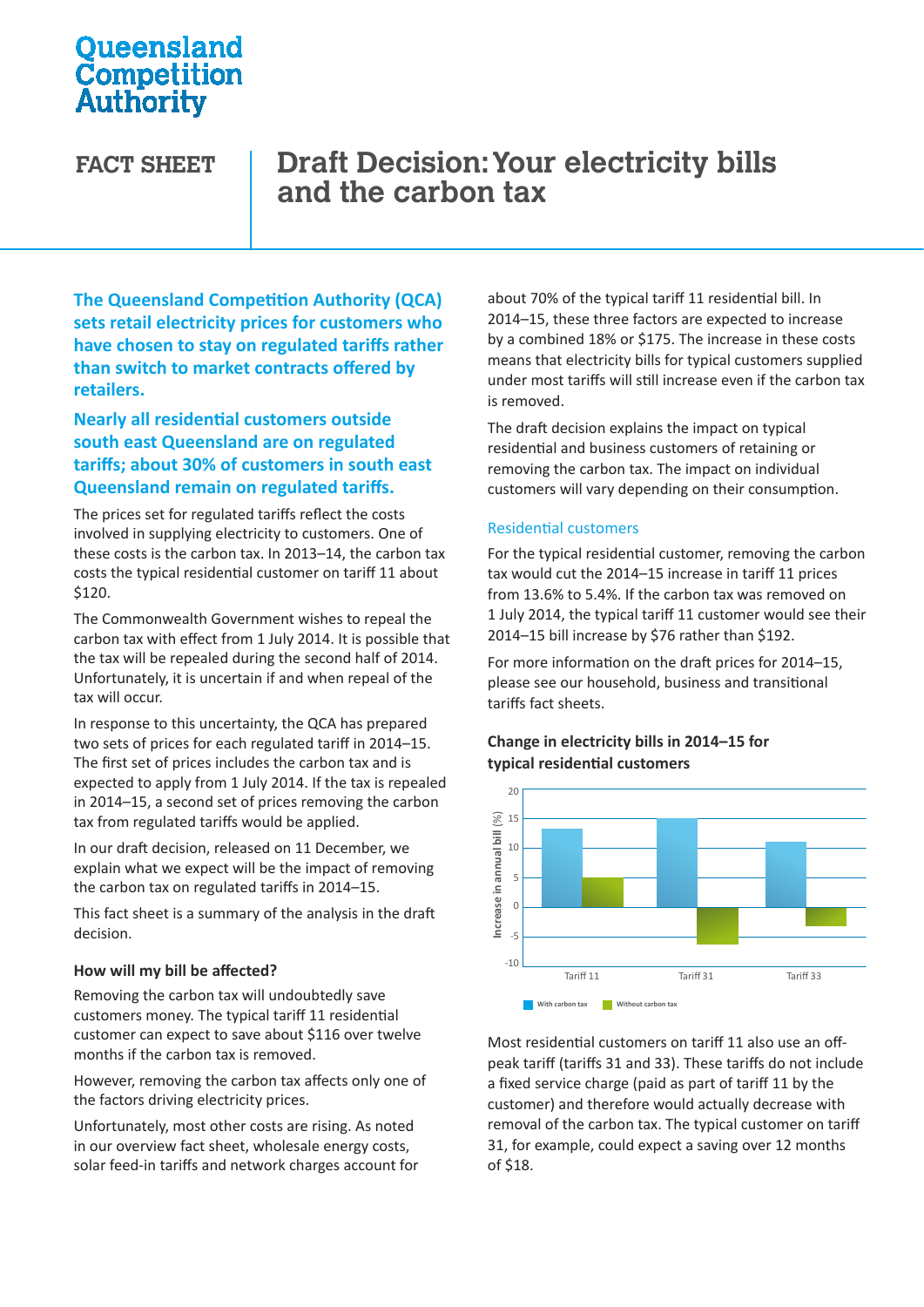# Queensland Competition Authority

**FACT SHEET**

# Draft Decision: Your electricity bills and the carbon tax

**The Queensland Competition Authority (QCA) sets retail electricity prices for customers who have chosen to stay on regulated tariffs rather than switch to market contracts offered by retailers.**

**Nearly all residential customers outside south east Queensland are on regulated tariffs; about 30% of customers in south east Queensland remain on regulated tariffs.**

The prices set for regulated tariffs reflect the costs involved in supplying electricity to customers. One of these costs is the carbon tax. In 2013–14, the carbon tax costs the typical residential customer on tariff 11 about $120.

The Commonwealth Government wishes to repeal the carbon tax with effect from 1 July 2014. It is possible that the tax will be repealed during the second half of 2014. Unfortunately, it is uncertain if and when repeal of the tax will occur.

In response to this uncertainty, the QCA has prepared two sets of prices for each regulated tariff in 2014–15. The first set of prices includes the carbon tax and is expected to apply from 1 July 2014. If the tax is repealed in 2014–15, a second set of prices removing the carbon tax from regulated tariffs would be applied.

In our draft decision, released on 11 December, we explain what we expect will be the impact of removing the carbon tax on regulated tariffs in 2014–15.

This fact sheet is a summary of the analysis in the draft decision.

### How will my bill be affected?

Removing the carbon tax will undoubtedly save customers money. The typical tariff 11 residential customer can expect to save about $116 over twelve months if the carbon tax is removed.

However, removing the carbon tax affects only one of the factors driving electricity prices.

Unfortunately, most other costs are rising. As noted in our overview fact sheet, wholesale energy costs, solar feed-in tariffs and network charges account for about 70% of the typical tariff 11 residential bill. In 2014–15, these three factors are expected to increase by a combined 18% or $175. The increase in these costs means that electricity bills for typical customers supplied under most tariffs will still increase even if the carbon tax is removed.

The draft decision explains the impact on typical residential and business customers of retaining or removing the carbon tax. The impact on individual customers will vary depending on their consumption.

## Residential customers

For the typical residential customer, removing the carbon tax would cut the 2014–15 increase in tariff 11 prices from 13.6% to 5.4%. If the carbon tax was removed on 1 July 2014, the typical tariff 11 customer would see their 2014–15 bill increase by $76 rather than $192.

For more information on the draft prices for 2014–15, please see our household, business and transitional tariffs fact sheets.

### Change in electricity bills in 2014–15 for typical residential customers

Increase in annual bill (%)

| | With carbon tax | Without carbon tax |
|---|---|---|
| Tariff 11 | ~13.6 | ~5.4 |
| Tariff 31 | ~15 | ~-6.5 |
| Tariff 33 | ~11 | ~-3 |

Most residential customers on tariff 11 also use an off-peak tariff (tariffs 31 and 33). These tariffs do not include a fixed service charge (paid as part of tariff 11 by the customer) and therefore would actually decrease with removal of the carbon tax. The typical customer on tariff 31, for example, could expect a saving over 12 months of $18.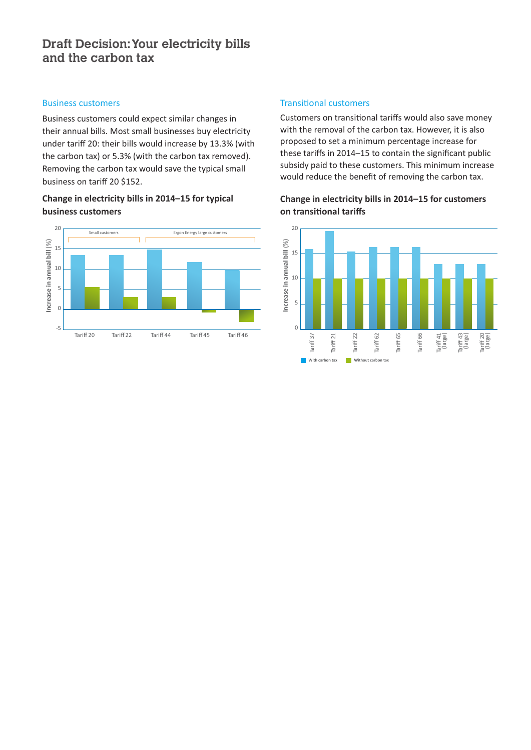# Draft Decision: Your electricity bills and the carbon tax

## Business customers

Business customers could expect similar changes in their annual bills. Most small businesses buy electricity under tariff 20: their bills would increase by 13.3% (with the carbon tax) or 5.3% (with the carbon tax removed). Removing the carbon tax would save the typical small business on tariff 20 $152.

### Change in electricity bills in 2014–15 for typical business customers

Increase in annual bill (%)
20
15
10
5
0
-5
Small customers
Ergon Energy large customers
Tariff 20
Tariff 22
Tariff 44
Tariff 45
Tariff 46

## Transitional customers

Customers on transitional tariffs would also save money with the removal of the carbon tax. However, it is also proposed to set a minimum percentage increase for these tariffs in 2014–15 to contain the significant public subsidy paid to these customers. This minimum increase would reduce the benefit of removing the carbon tax.

### Change in electricity bills in 2014–15 for customers on transitional tariffs

Increase in annual bill (%)
20
15
10
5
0
Tariff 37
Tariff 21
Tariff 22
Tariff 62
Tariff 65
Tariff 66
Tariff 41 (large)
Tariff 43 (large)
Tariff 20 (large)

With carbon tax
Without carbon tax